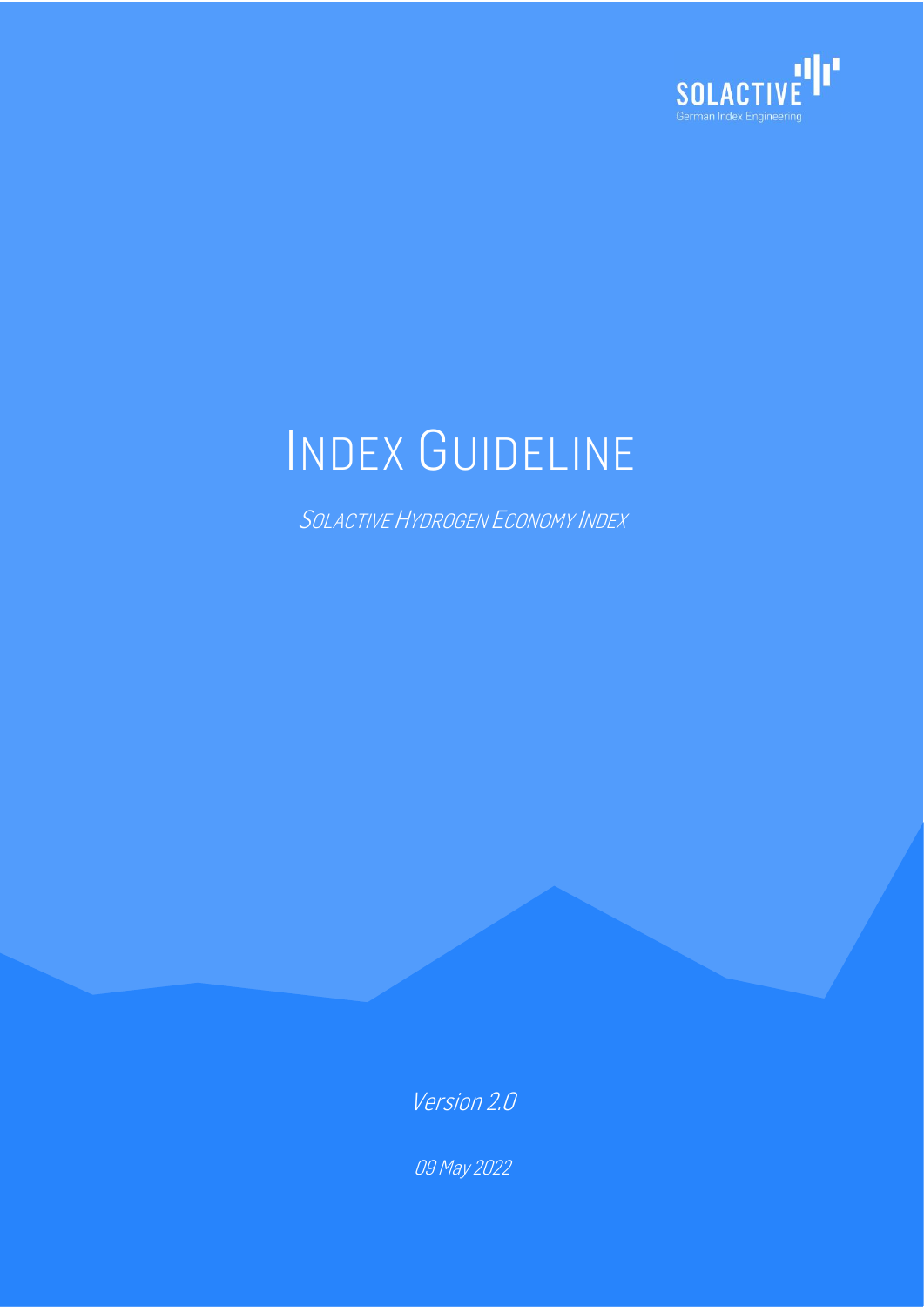SOLACTIVE

German Index Engineering

# INDEX GUIDELINE

*SOLACTIVE HYDROGEN ECONOMY INDEX*

*Version 2.0*

*09 May 2022*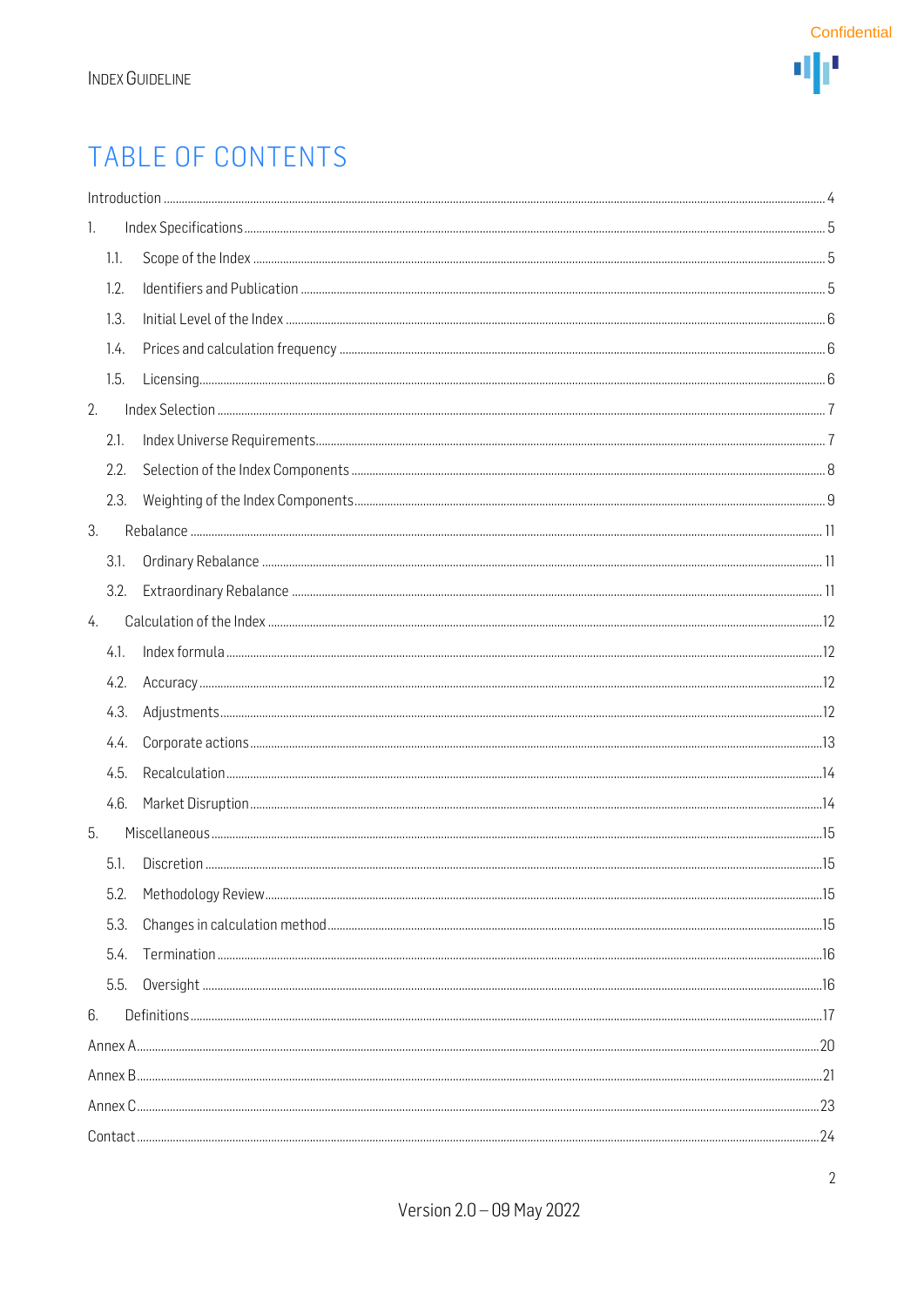# TABLE OF CONTENTS

Introduction ... 4

1. Index Specifications ... 5
   - 1.1. Scope of the Index ... 5
   - 1.2. Identifiers and Publication ... 5
   - 1.3. Initial Level of the Index ... 6
   - 1.4. Prices and calculation frequency ... 6
   - 1.5. Licensing ... 6
2. Index Selection ... 7
   - 2.1. Index Universe Requirements ... 7
   - 2.2. Selection of the Index Components ... 8
   - 2.3. Weighting of the Index Components ... 9
3. Rebalance ... 11
   - 3.1. Ordinary Rebalance ... 11
   - 3.2. Extraordinary Rebalance ... 11
4. Calculation of the Index ... 12
   - 4.1. Index formula ... 12
   - 4.2. Accuracy ... 12
   - 4.3. Adjustments ... 12
   - 4.4. Corporate actions ... 13
   - 4.5. Recalculation ... 14
   - 4.6. Market Disruption ... 14
5. Miscellaneous ... 15
   - 5.1. Discretion ... 15
   - 5.2. Methodology Review ... 15
   - 5.3. Changes in calculation method ... 15
   - 5.4. Termination ... 16
   - 5.5. Oversight ... 16
6. Definitions ... 17

Annex A ... 20

Annex B ... 21

Annex C ... 23

Contact ... 24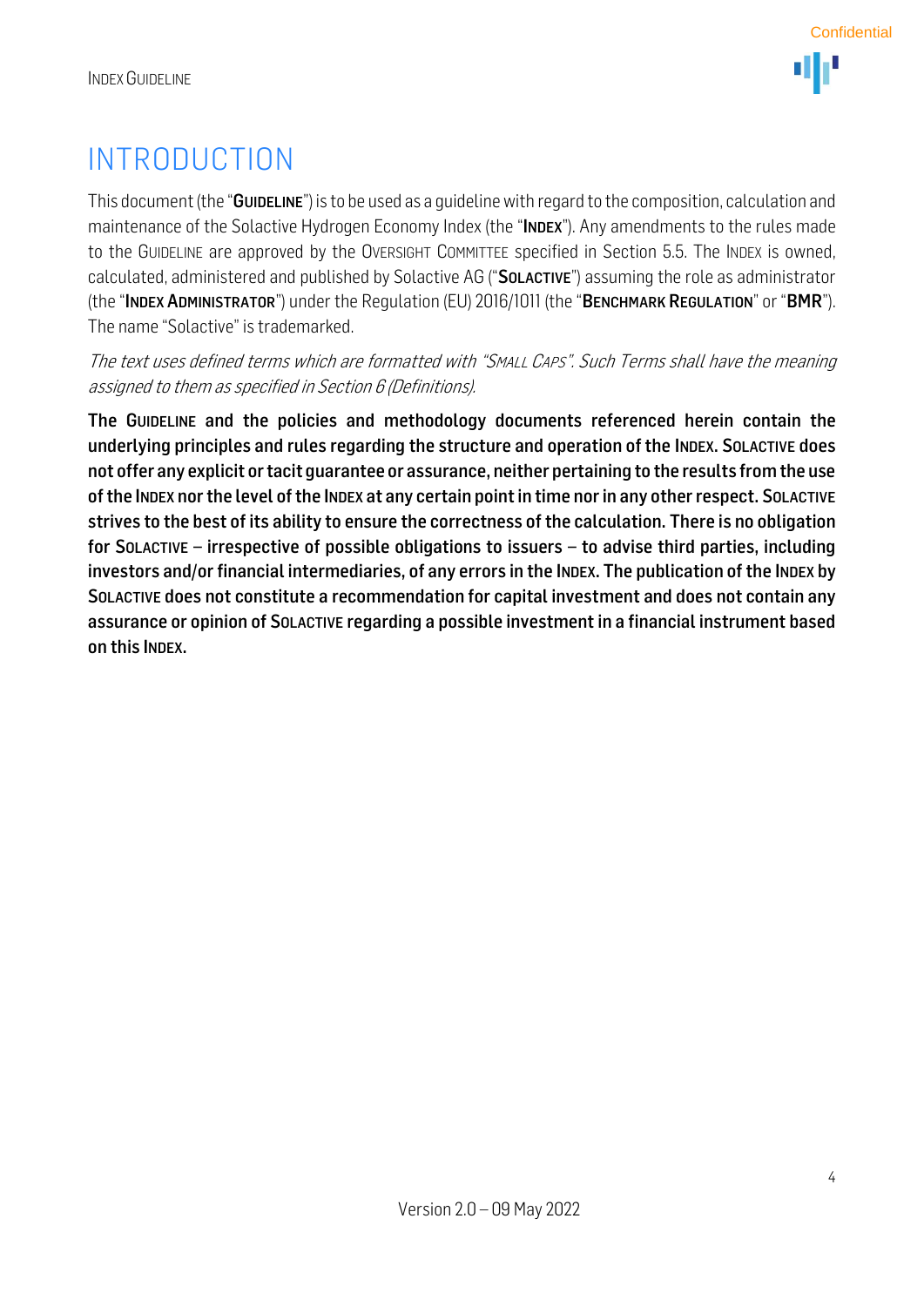# INTRODUCTION

This document (the "**GUIDELINE**") is to be used as a guideline with regard to the composition, calculation and maintenance of the Solactive Hydrogen Economy Index (the "**INDEX**"). Any amendments to the rules made to the GUIDELINE are approved by the OVERSIGHT COMMITTEE specified in Section 5.5. The INDEX is owned, calculated, administered and published by Solactive AG ("**SOLACTIVE**") assuming the role as administrator (the "**INDEX ADMINISTRATOR**") under the Regulation (EU) 2016/1011 (the "**BENCHMARK REGULATION**" or "**BMR**"). The name "Solactive" is trademarked.

*The text uses defined terms which are formatted with "SMALL CAPS". Such Terms shall have the meaning assigned to them as specified in Section 6 (Definitions).*

**The GUIDELINE and the policies and methodology documents referenced herein contain the underlying principles and rules regarding the structure and operation of the INDEX. SOLACTIVE does not offer any explicit or tacit guarantee or assurance, neither pertaining to the results from the use of the INDEX nor the level of the INDEX at any certain point in time nor in any other respect. SOLACTIVE strives to the best of its ability to ensure the correctness of the calculation. There is no obligation for SOLACTIVE – irrespective of possible obligations to issuers – to advise third parties, including investors and/or financial intermediaries, of any errors in the INDEX. The publication of the INDEX by SOLACTIVE does not constitute a recommendation for capital investment and does not contain any assurance or opinion of SOLACTIVE regarding a possible investment in a financial instrument based on this INDEX.**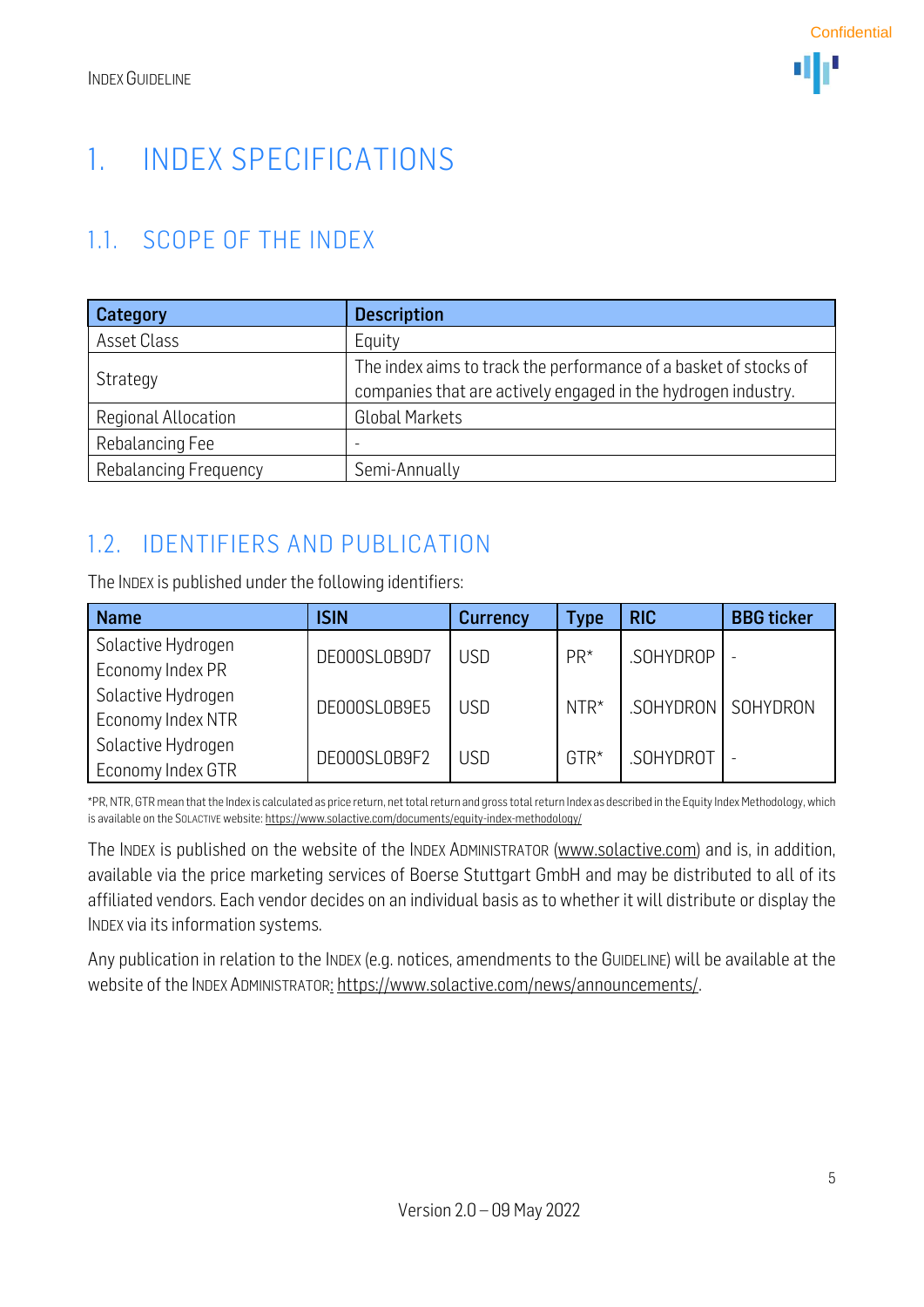# 1. INDEX SPECIFICATIONS

## 1.1. SCOPE OF THE INDEX

| Category | Description |
|---|---|
| Asset Class | Equity |
| Strategy | The index aims to track the performance of a basket of stocks of companies that are actively engaged in the hydrogen industry. |
| Regional Allocation | Global Markets |
| Rebalancing Fee | - |
| Rebalancing Frequency | Semi-Annually |

## 1.2. IDENTIFIERS AND PUBLICATION

The INDEX is published under the following identifiers:

| Name | ISIN | Currency | Type | RIC | BBG ticker |
|---|---|---|---|---|---|
| Solactive Hydrogen Economy Index PR | DE000SL0B9D7 | USD | PR* | .SOHYDROP | - |
| Solactive Hydrogen Economy Index NTR | DE000SL0B9E5 | USD | NTR* | .SOHYDRON | SOHYDRON |
| Solactive Hydrogen Economy Index GTR | DE000SL0B9F2 | USD | GTR* | .SOHYDROT | - |

*PR, NTR, GTR mean that the Index is calculated as price return, net total return and gross total return Index as described in the Equity Index Methodology, which is available on the SOLACTIVE website: https://www.solactive.com/documents/equity-index-methodology/

The INDEX is published on the website of the INDEX ADMINISTRATOR (www.solactive.com) and is, in addition, available via the price marketing services of Boerse Stuttgart GmbH and may be distributed to all of its affiliated vendors. Each vendor decides on an individual basis as to whether it will distribute or display the INDEX via its information systems.

Any publication in relation to the INDEX (e.g. notices, amendments to the GUIDELINE) will be available at the website of the INDEX ADMINISTRATOR: https://www.solactive.com/news/announcements/.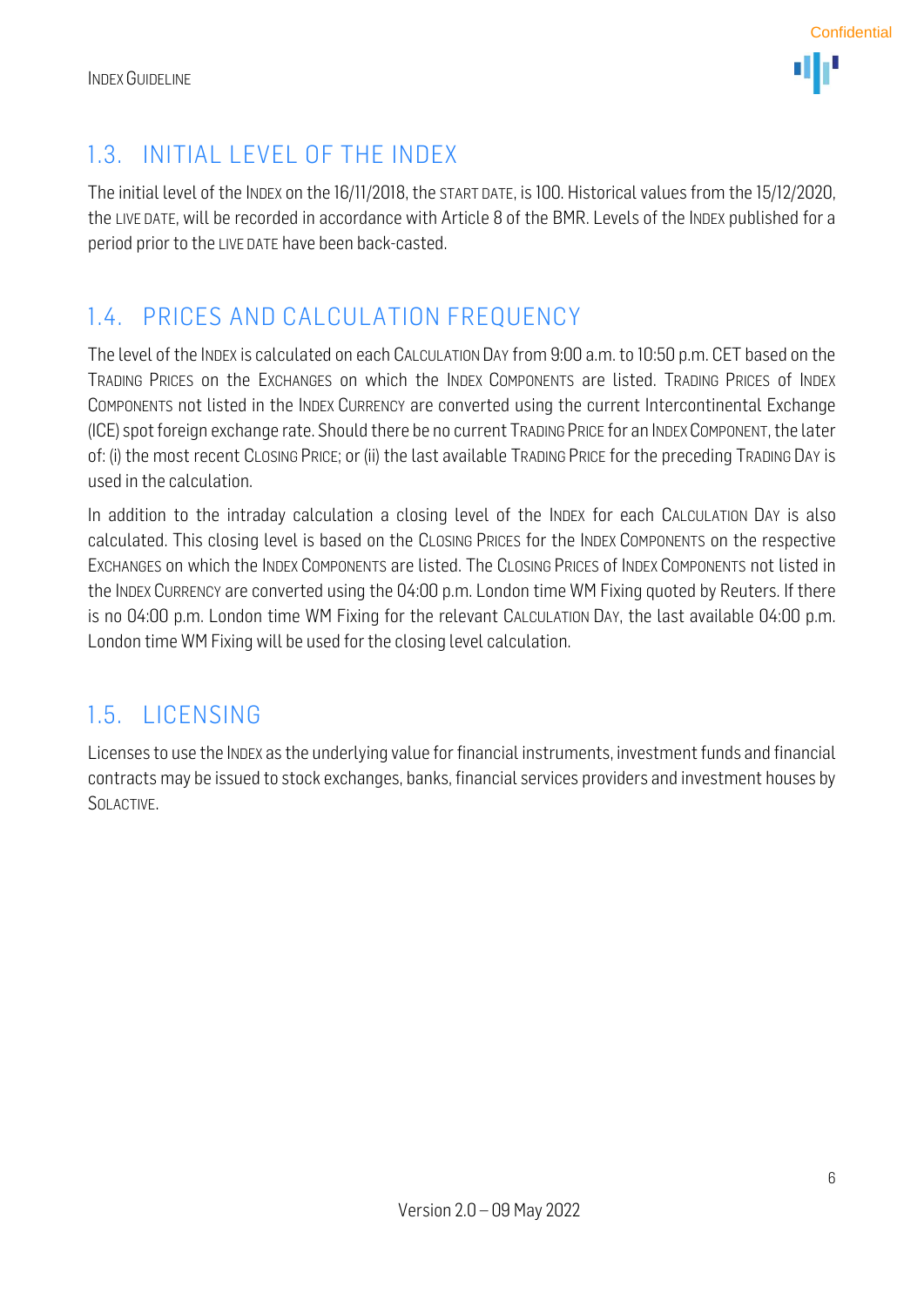## 1.3. INITIAL LEVEL OF THE INDEX

The initial level of the INDEX on the 16/11/2018, the START DATE, is 100. Historical values from the 15/12/2020, the LIVE DATE, will be recorded in accordance with Article 8 of the BMR. Levels of the INDEX published for a period prior to the LIVE DATE have been back-casted.

## 1.4. PRICES AND CALCULATION FREQUENCY

The level of the INDEX is calculated on each CALCULATION DAY from 9:00 a.m. to 10:50 p.m. CET based on the TRADING PRICES on the EXCHANGES on which the INDEX COMPONENTS are listed. TRADING PRICES of INDEX COMPONENTS not listed in the INDEX CURRENCY are converted using the current Intercontinental Exchange (ICE) spot foreign exchange rate. Should there be no current TRADING PRICE for an INDEX COMPONENT, the later of: (i) the most recent CLOSING PRICE; or (ii) the last available TRADING PRICE for the preceding TRADING DAY is used in the calculation.

In addition to the intraday calculation a closing level of the INDEX for each CALCULATION DAY is also calculated. This closing level is based on the CLOSING PRICES for the INDEX COMPONENTS on the respective EXCHANGES on which the INDEX COMPONENTS are listed. The CLOSING PRICES of INDEX COMPONENTS not listed in the INDEX CURRENCY are converted using the 04:00 p.m. London time WM Fixing quoted by Reuters. If there is no 04:00 p.m. London time WM Fixing for the relevant CALCULATION DAY, the last available 04:00 p.m. London time WM Fixing will be used for the closing level calculation.

## 1.5. LICENSING

Licenses to use the INDEX as the underlying value for financial instruments, investment funds and financial contracts may be issued to stock exchanges, banks, financial services providers and investment houses by SOLACTIVE.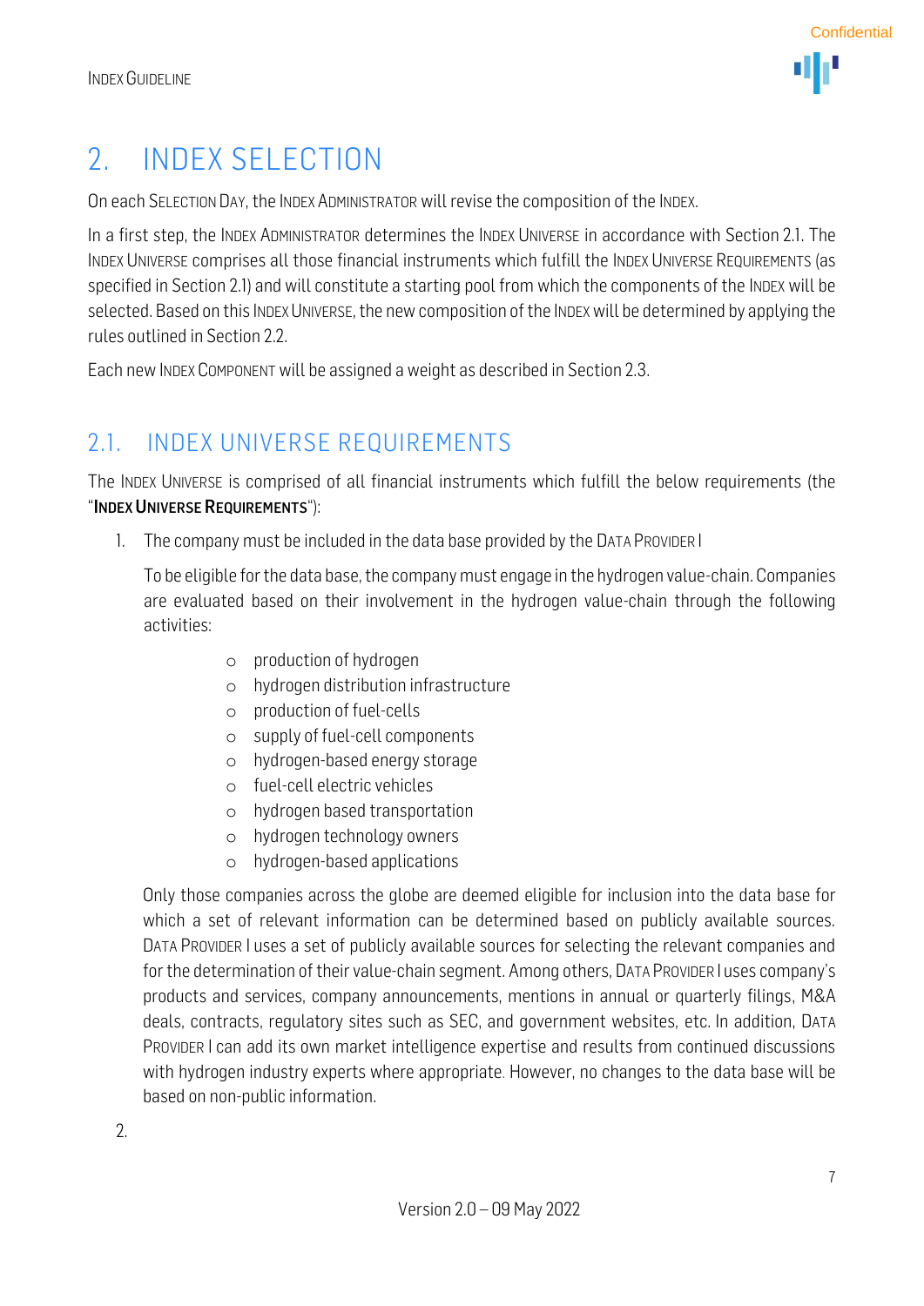# 2. INDEX SELECTION

On each SELECTION DAY, the INDEX ADMINISTRATOR will revise the composition of the INDEX.

In a first step, the INDEX ADMINISTRATOR determines the INDEX UNIVERSE in accordance with Section 2.1. The INDEX UNIVERSE comprises all those financial instruments which fulfill the INDEX UNIVERSE REQUIREMENTS (as specified in Section 2.1) and will constitute a starting pool from which the components of the INDEX will be selected. Based on this INDEX UNIVERSE, the new composition of the INDEX will be determined by applying the rules outlined in Section 2.2.

Each new INDEX COMPONENT will be assigned a weight as described in Section 2.3.

## 2.1. INDEX UNIVERSE REQUIREMENTS

The INDEX UNIVERSE is comprised of all financial instruments which fulfill the below requirements (the "**INDEX UNIVERSE REQUIREMENTS**"):

1. The company must be included in the data base provided by the DATA PROVIDER I

   To be eligible for the data base, the company must engage in the hydrogen value-chain. Companies are evaluated based on their involvement in the hydrogen value-chain through the following activities:

   - production of hydrogen
   - hydrogen distribution infrastructure
   - production of fuel-cells
   - supply of fuel-cell components
   - hydrogen-based energy storage
   - fuel-cell electric vehicles
   - hydrogen based transportation
   - hydrogen technology owners
   - hydrogen-based applications

   Only those companies across the globe are deemed eligible for inclusion into the data base for which a set of relevant information can be determined based on publicly available sources. DATA PROVIDER I uses a set of publicly available sources for selecting the relevant companies and for the determination of their value-chain segment. Among others, DATA PROVIDER I uses company's products and services, company announcements, mentions in annual or quarterly filings, M&A deals, contracts, regulatory sites such as SEC, and government websites, etc. In addition, DATA PROVIDER I can add its own market intelligence expertise and results from continued discussions with hydrogen industry experts where appropriate. However, no changes to the data base will be based on non-public information.

2.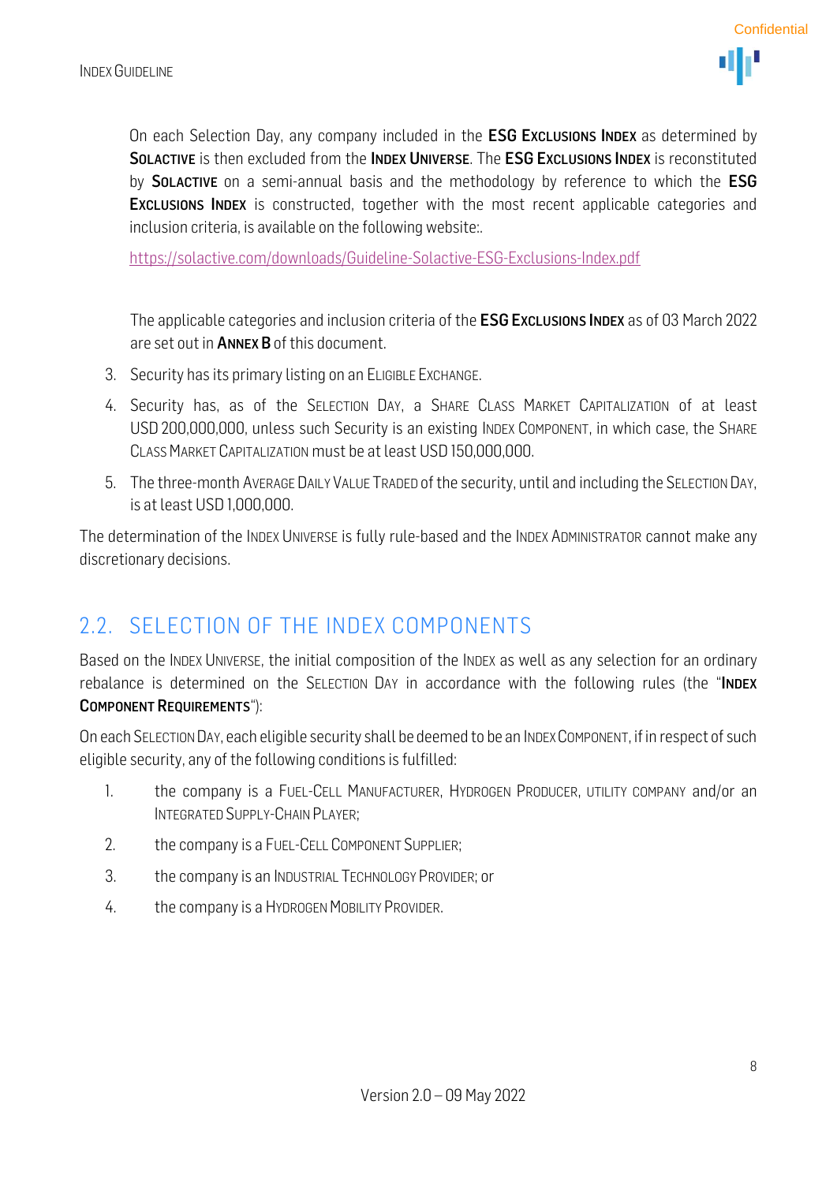On each Selection Day, any company included in the **ESG Exclusions Index** as determined by **Solactive** is then excluded from the **Index Universe**. The **ESG Exclusions Index** is reconstituted by **Solactive** on a semi-annual basis and the methodology by reference to which the **ESG Exclusions Index** is constructed, together with the most recent applicable categories and inclusion criteria, is available on the following website:.

https://solactive.com/downloads/Guideline-Solactive-ESG-Exclusions-Index.pdf

The applicable categories and inclusion criteria of the **ESG Exclusions Index** as of 03 March 2022 are set out in **Annex B** of this document.

3. Security has its primary listing on an Eligible Exchange.
4. Security has, as of the Selection Day, a Share Class Market Capitalization of at least USD 200,000,000, unless such Security is an existing Index Component, in which case, the Share Class Market Capitalization must be at least USD 150,000,000.
5. The three-month Average Daily Value Traded of the security, until and including the Selection Day, is at least USD 1,000,000.

The determination of the Index Universe is fully rule-based and the Index Administrator cannot make any discretionary decisions.

## 2.2. SELECTION OF THE INDEX COMPONENTS

Based on the Index Universe, the initial composition of the Index as well as any selection for an ordinary rebalance is determined on the Selection Day in accordance with the following rules (the "**Index Component Requirements**"):

On each Selection Day, each eligible security shall be deemed to be an Index Component, if in respect of such eligible security, any of the following conditions is fulfilled:

1. the company is a Fuel-Cell Manufacturer, Hydrogen Producer, utility company and/or an Integrated Supply-Chain Player;
2. the company is a Fuel-Cell Component Supplier;
3. the company is an Industrial Technology Provider; or
4. the company is a Hydrogen Mobility Provider.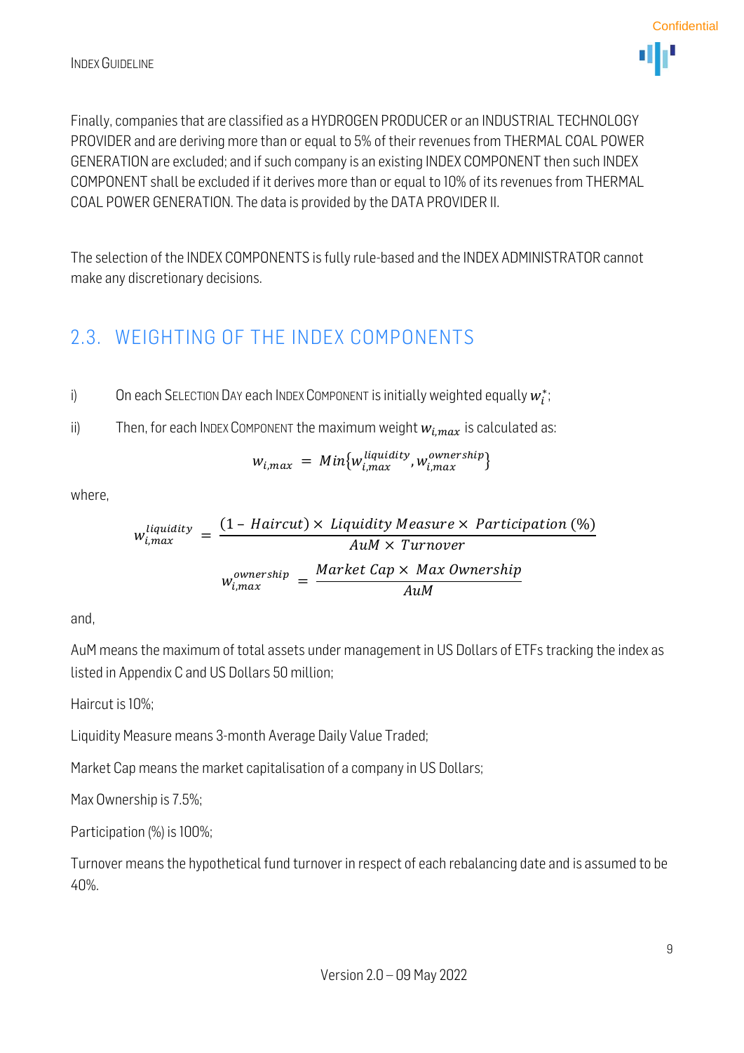Finally, companies that are classified as a HYDROGEN PRODUCER or an INDUSTRIAL TECHNOLOGY PROVIDER and are deriving more than or equal to 5% of their revenues from THERMAL COAL POWER GENERATION are excluded; and if such company is an existing INDEX COMPONENT then such INDEX COMPONENT shall be excluded if it derives more than or equal to 10% of its revenues from THERMAL COAL POWER GENERATION. The data is provided by the DATA PROVIDER II.

The selection of the INDEX COMPONENTS is fully rule-based and the INDEX ADMINISTRATOR cannot make any discretionary decisions.

## 2.3. WEIGHTING OF THE INDEX COMPONENTS

i) On each SELECTION DAY each INDEX COMPONENT is initially weighted equally $w_i^*$;

ii) Then, for each INDEX COMPONENT the maximum weight $w_{i,max}$ is calculated as:

$$w_{i,max} = Min\{w_{i,max}^{liquidity}, w_{i,max}^{ownership}\}$$

where,

$$w_{i,max}^{liquidity} = \frac{(1 - Haircut) \times Liquidity\ Measure \times Participation\ (\%)}{AuM \times Turnover}$$

$$w_{i,max}^{ownership} = \frac{Market\ Cap \times Max\ Ownership}{AuM}$$

and,

AuM means the maximum of total assets under management in US Dollars of ETFs tracking the index as listed in Appendix C and US Dollars 50 million;

Haircut is 10%;

Liquidity Measure means 3-month Average Daily Value Traded;

Market Cap means the market capitalisation of a company in US Dollars;

Max Ownership is 7.5%;

Participation (%) is 100%;

Turnover means the hypothetical fund turnover in respect of each rebalancing date and is assumed to be 40%.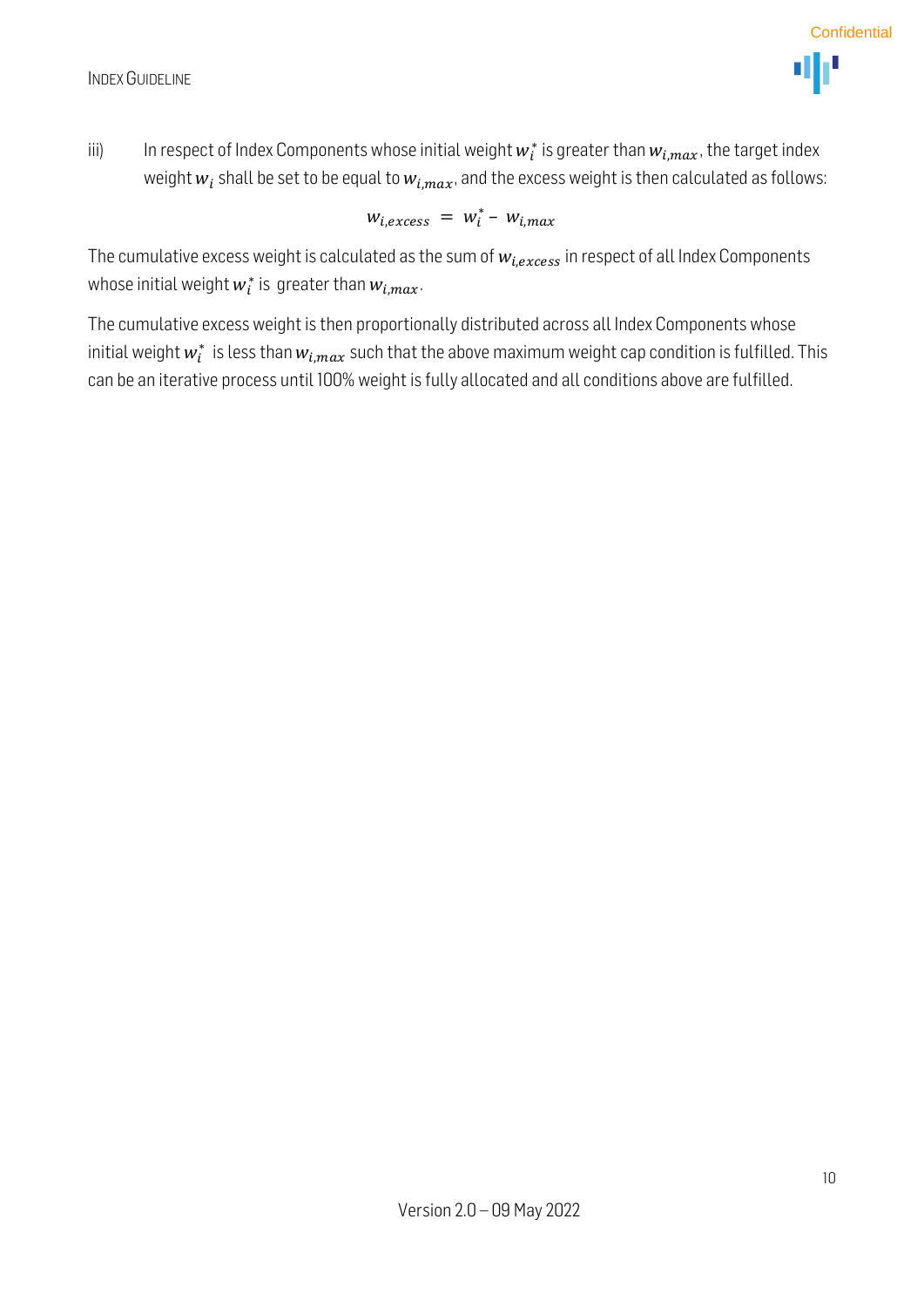iii) In respect of Index Components whose initial weight $w_i^*$ is greater than $w_{i,max}$, the target index weight $w_i$ shall be set to be equal to $w_{i,max}$, and the excess weight is then calculated as follows:

$$w_{i,excess} = w_i^* - w_{i,max}$$

The cumulative excess weight is calculated as the sum of $w_{i,excess}$ in respect of all Index Components whose initial weight $w_i^*$ is greater than $w_{i,max}$.

The cumulative excess weight is then proportionally distributed across all Index Components whose initial weight $w_i^*$ is less than $w_{i,max}$ such that the above maximum weight cap condition is fulfilled. This can be an iterative process until 100% weight is fully allocated and all conditions above are fulfilled.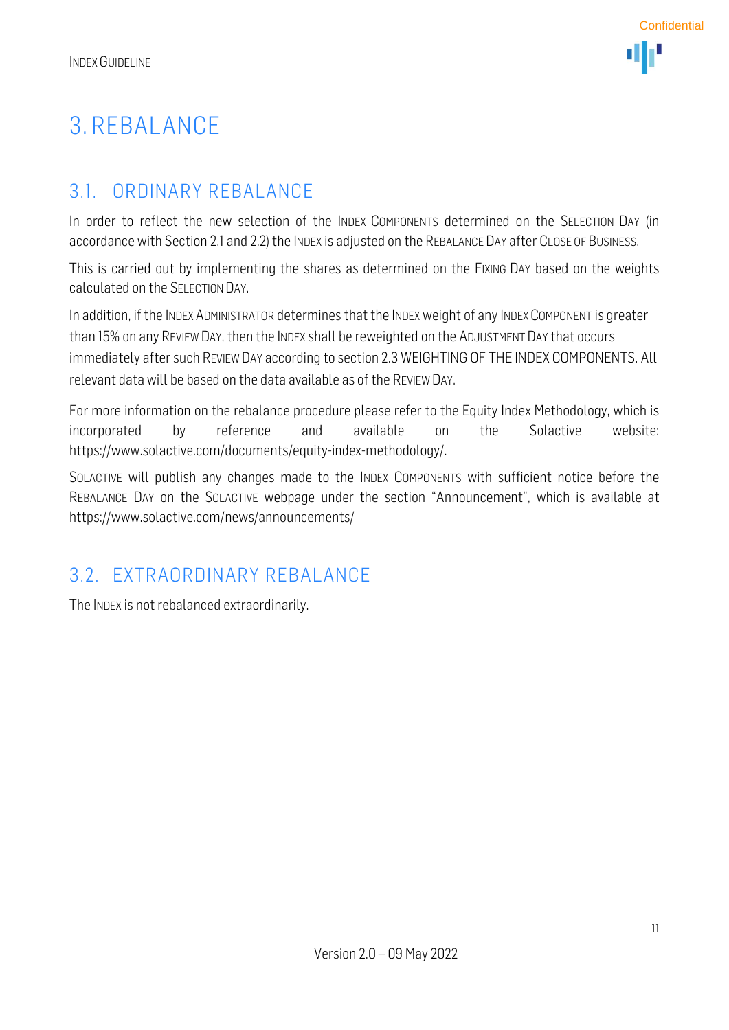# 3. REBALANCE

## 3.1. ORDINARY REBALANCE

In order to reflect the new selection of the INDEX COMPONENTS determined on the SELECTION DAY (in accordance with Section 2.1 and 2.2) the INDEX is adjusted on the REBALANCE DAY after CLOSE OF BUSINESS.

This is carried out by implementing the shares as determined on the FIXING DAY based on the weights calculated on the SELECTION DAY.

In addition, if the INDEX ADMINISTRATOR determines that the INDEX weight of any INDEX COMPONENT is greater than 15% on any REVIEW DAY, then the INDEX shall be reweighted on the ADJUSTMENT DAY that occurs immediately after such REVIEW DAY according to section 2.3 WEIGHTING OF THE INDEX COMPONENTS. All relevant data will be based on the data available as of the REVIEW DAY.

For more information on the rebalance procedure please refer to the Equity Index Methodology, which is incorporated by reference and available on the Solactive website: https://www.solactive.com/documents/equity-index-methodology/.

SOLACTIVE will publish any changes made to the INDEX COMPONENTS with sufficient notice before the REBALANCE DAY on the SOLACTIVE webpage under the section "Announcement", which is available at https://www.solactive.com/news/announcements/

## 3.2. EXTRAORDINARY REBALANCE

The INDEX is not rebalanced extraordinarily.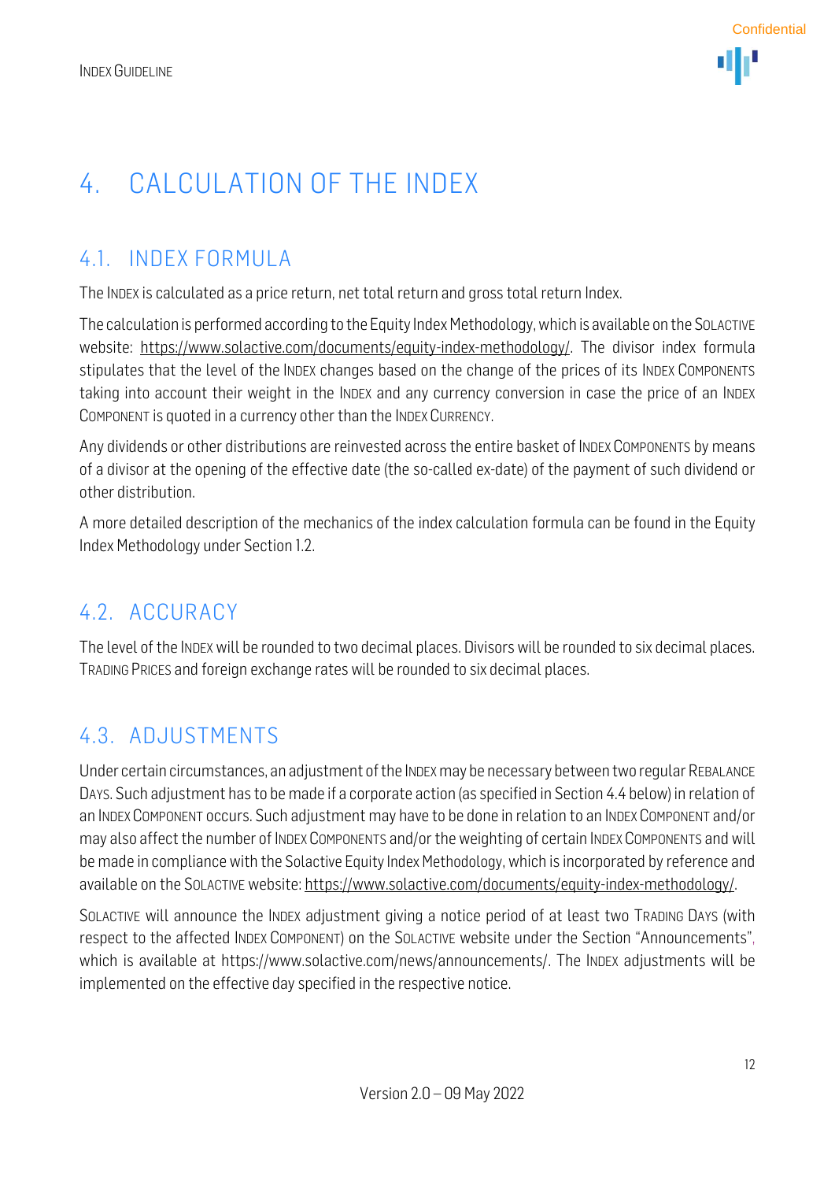# 4. CALCULATION OF THE INDEX

## 4.1. INDEX FORMULA

The INDEX is calculated as a price return, net total return and gross total return Index.

The calculation is performed according to the Equity Index Methodology, which is available on the SOLACTIVE website: https://www.solactive.com/documents/equity-index-methodology/. The divisor index formula stipulates that the level of the INDEX changes based on the change of the prices of its INDEX COMPONENTS taking into account their weight in the INDEX and any currency conversion in case the price of an INDEX COMPONENT is quoted in a currency other than the INDEX CURRENCY.

Any dividends or other distributions are reinvested across the entire basket of INDEX COMPONENTS by means of a divisor at the opening of the effective date (the so-called ex-date) of the payment of such dividend or other distribution.

A more detailed description of the mechanics of the index calculation formula can be found in the Equity Index Methodology under Section 1.2.

## 4.2. ACCURACY

The level of the INDEX will be rounded to two decimal places. Divisors will be rounded to six decimal places. TRADING PRICES and foreign exchange rates will be rounded to six decimal places.

## 4.3. ADJUSTMENTS

Under certain circumstances, an adjustment of the INDEX may be necessary between two regular REBALANCE DAYS. Such adjustment has to be made if a corporate action (as specified in Section 4.4 below) in relation of an INDEX COMPONENT occurs. Such adjustment may have to be done in relation to an INDEX COMPONENT and/or may also affect the number of INDEX COMPONENTS and/or the weighting of certain INDEX COMPONENTS and will be made in compliance with the Solactive Equity Index Methodology, which is incorporated by reference and available on the SOLACTIVE website: https://www.solactive.com/documents/equity-index-methodology/.

SOLACTIVE will announce the INDEX adjustment giving a notice period of at least two TRADING DAYS (with respect to the affected INDEX COMPONENT) on the SOLACTIVE website under the Section "Announcements", which is available at https://www.solactive.com/news/announcements/. The INDEX adjustments will be implemented on the effective day specified in the respective notice.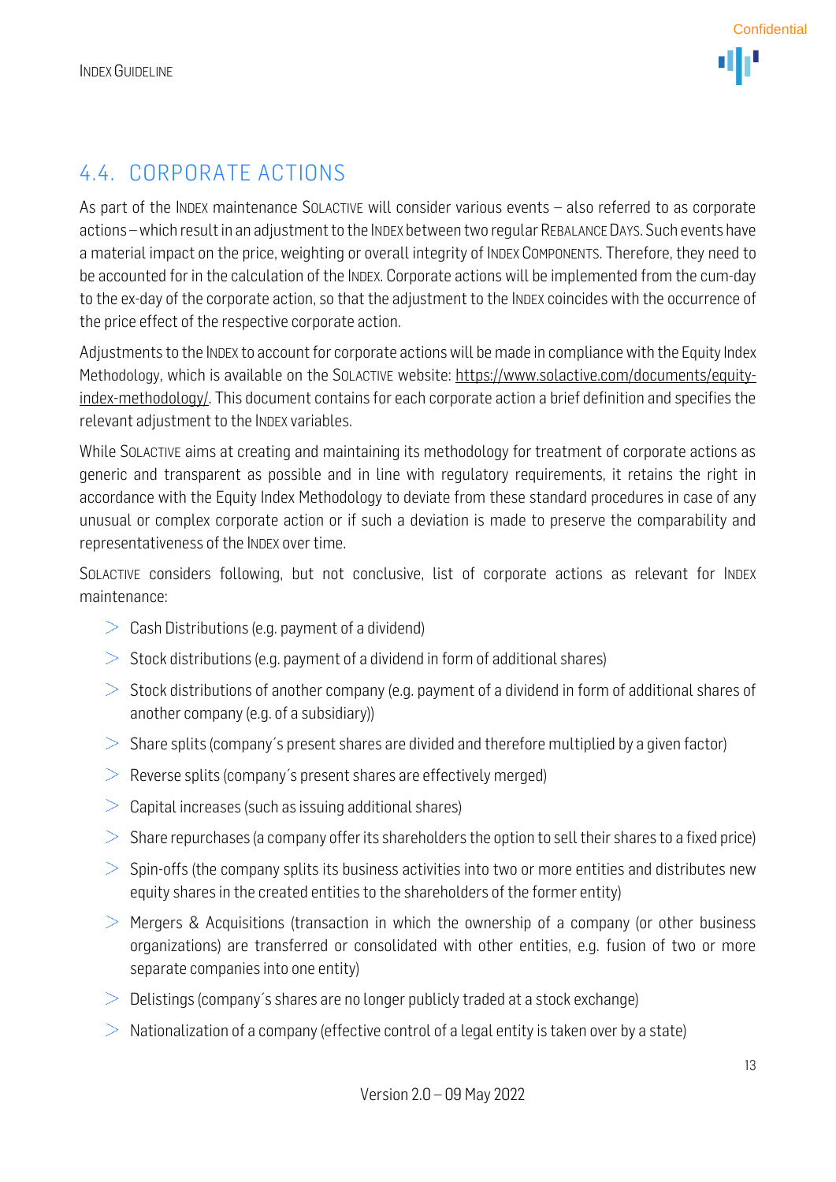## 4.4. CORPORATE ACTIONS

As part of the INDEX maintenance SOLACTIVE will consider various events – also referred to as corporate actions – which result in an adjustment to the INDEX between two regular REBALANCE DAYS. Such events have a material impact on the price, weighting or overall integrity of INDEX COMPONENTS. Therefore, they need to be accounted for in the calculation of the INDEX. Corporate actions will be implemented from the cum-day to the ex-day of the corporate action, so that the adjustment to the INDEX coincides with the occurrence of the price effect of the respective corporate action.

Adjustments to the INDEX to account for corporate actions will be made in compliance with the Equity Index Methodology, which is available on the SOLACTIVE website: https://www.solactive.com/documents/equity-index-methodology/. This document contains for each corporate action a brief definition and specifies the relevant adjustment to the INDEX variables.

While SOLACTIVE aims at creating and maintaining its methodology for treatment of corporate actions as generic and transparent as possible and in line with regulatory requirements, it retains the right in accordance with the Equity Index Methodology to deviate from these standard procedures in case of any unusual or complex corporate action or if such a deviation is made to preserve the comparability and representativeness of the INDEX over time.

SOLACTIVE considers following, but not conclusive, list of corporate actions as relevant for INDEX maintenance:

- Cash Distributions (e.g. payment of a dividend)
- Stock distributions (e.g. payment of a dividend in form of additional shares)
- Stock distributions of another company (e.g. payment of a dividend in form of additional shares of another company (e.g. of a subsidiary))
- Share splits (company´s present shares are divided and therefore multiplied by a given factor)
- Reverse splits (company´s present shares are effectively merged)
- Capital increases (such as issuing additional shares)
- Share repurchases (a company offer its shareholders the option to sell their shares to a fixed price)
- Spin-offs (the company splits its business activities into two or more entities and distributes new equity shares in the created entities to the shareholders of the former entity)
- Mergers & Acquisitions (transaction in which the ownership of a company (or other business organizations) are transferred or consolidated with other entities, e.g. fusion of two or more separate companies into one entity)
- Delistings (company´s shares are no longer publicly traded at a stock exchange)
- Nationalization of a company (effective control of a legal entity is taken over by a state)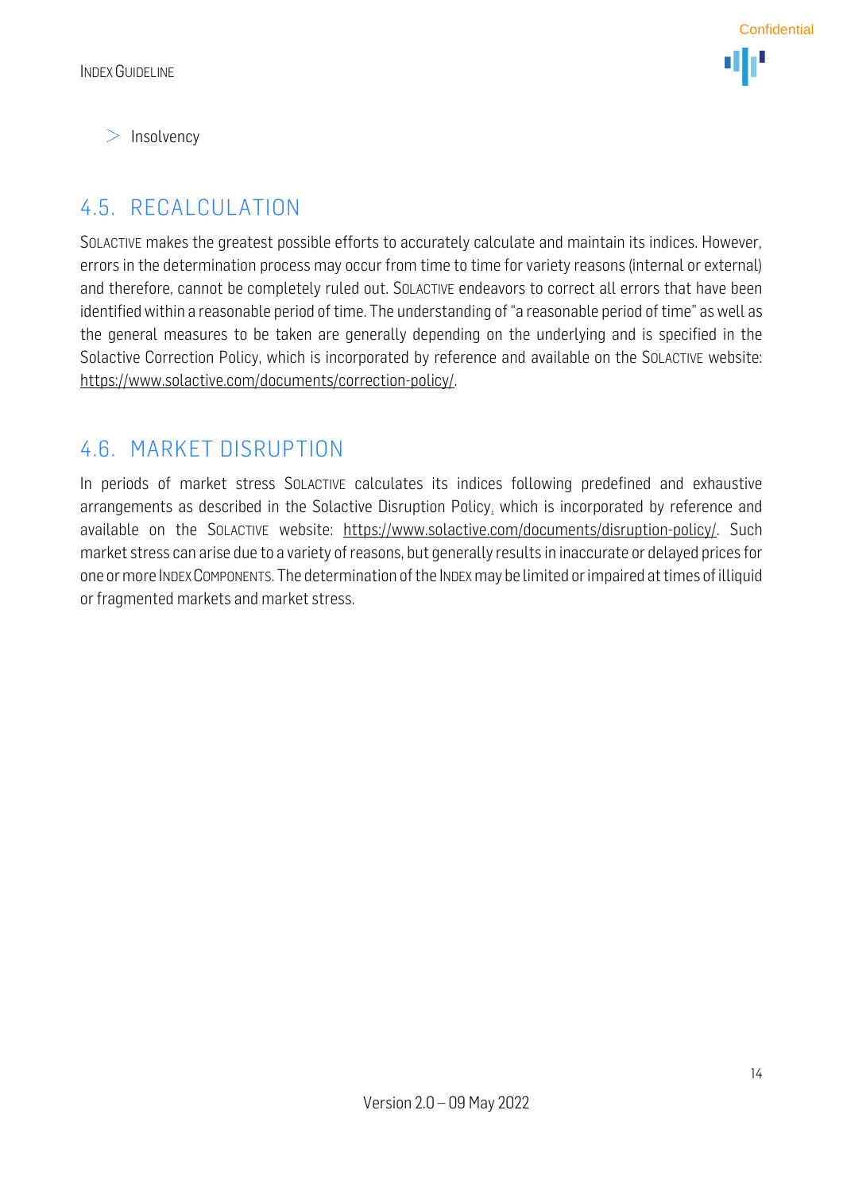- Insolvency

## 4.5. RECALCULATION

SOLACTIVE makes the greatest possible efforts to accurately calculate and maintain its indices. However, errors in the determination process may occur from time to time for variety reasons (internal or external) and therefore, cannot be completely ruled out. SOLACTIVE endeavors to correct all errors that have been identified within a reasonable period of time. The understanding of "a reasonable period of time" as well as the general measures to be taken are generally depending on the underlying and is specified in the Solactive Correction Policy, which is incorporated by reference and available on the SOLACTIVE website: https://www.solactive.com/documents/correction-policy/.

## 4.6. MARKET DISRUPTION

In periods of market stress SOLACTIVE calculates its indices following predefined and exhaustive arrangements as described in the Solactive Disruption Policy, which is incorporated by reference and available on the SOLACTIVE website: https://www.solactive.com/documents/disruption-policy/. Such market stress can arise due to a variety of reasons, but generally results in inaccurate or delayed prices for one or more INDEX COMPONENTS. The determination of the INDEX may be limited or impaired at times of illiquid or fragmented markets and market stress.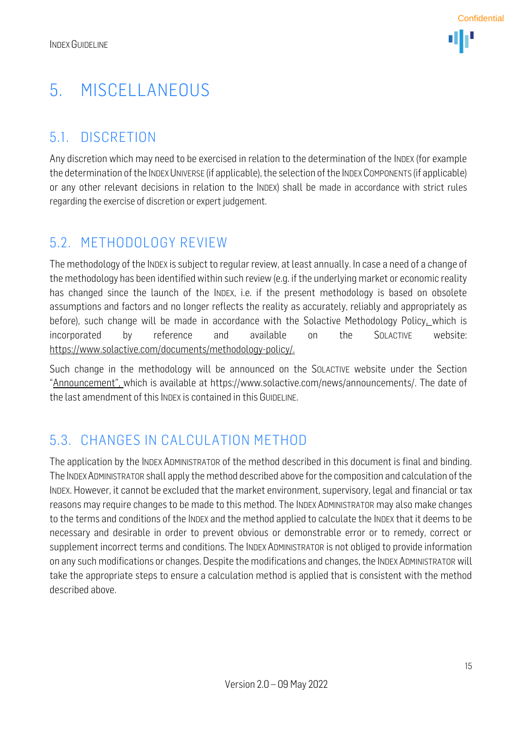# 5. MISCELLANEOUS

## 5.1. DISCRETION

Any discretion which may need to be exercised in relation to the determination of the INDEX (for example the determination of the INDEX UNIVERSE (if applicable), the selection of the INDEX COMPONENTS (if applicable) or any other relevant decisions in relation to the INDEX) shall be made in accordance with strict rules regarding the exercise of discretion or expert judgement.

## 5.2. METHODOLOGY REVIEW

The methodology of the INDEX is subject to regular review, at least annually. In case a need of a change of the methodology has been identified within such review (e.g. if the underlying market or economic reality has changed since the launch of the INDEX, i.e. if the present methodology is based on obsolete assumptions and factors and no longer reflects the reality as accurately, reliably and appropriately as before), such change will be made in accordance with the Solactive Methodology Policy, which is incorporated by reference and available on the SOLACTIVE website: https://www.solactive.com/documents/methodology-policy/.

Such change in the methodology will be announced on the SOLACTIVE website under the Section "Announcement", which is available at https://www.solactive.com/news/announcements/. The date of the last amendment of this INDEX is contained in this GUIDELINE.

## 5.3. CHANGES IN CALCULATION METHOD

The application by the INDEX ADMINISTRATOR of the method described in this document is final and binding. The INDEX ADMINISTRATOR shall apply the method described above for the composition and calculation of the INDEX. However, it cannot be excluded that the market environment, supervisory, legal and financial or tax reasons may require changes to be made to this method. The INDEX ADMINISTRATOR may also make changes to the terms and conditions of the INDEX and the method applied to calculate the INDEX that it deems to be necessary and desirable in order to prevent obvious or demonstrable error or to remedy, correct or supplement incorrect terms and conditions. The INDEX ADMINISTRATOR is not obliged to provide information on any such modifications or changes. Despite the modifications and changes, the INDEX ADMINISTRATOR will take the appropriate steps to ensure a calculation method is applied that is consistent with the method described above.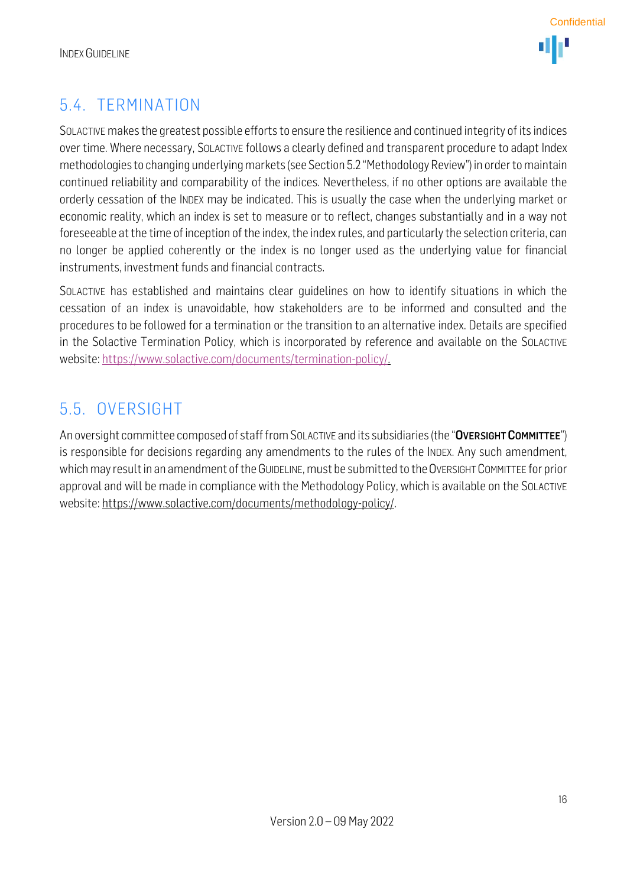## 5.4. TERMINATION

SOLACTIVE makes the greatest possible efforts to ensure the resilience and continued integrity of its indices over time. Where necessary, SOLACTIVE follows a clearly defined and transparent procedure to adapt Index methodologies to changing underlying markets (see Section 5.2 "Methodology Review") in order to maintain continued reliability and comparability of the indices. Nevertheless, if no other options are available the orderly cessation of the INDEX may be indicated. This is usually the case when the underlying market or economic reality, which an index is set to measure or to reflect, changes substantially and in a way not foreseeable at the time of inception of the index, the index rules, and particularly the selection criteria, can no longer be applied coherently or the index is no longer used as the underlying value for financial instruments, investment funds and financial contracts.

SOLACTIVE has established and maintains clear guidelines on how to identify situations in which the cessation of an index is unavoidable, how stakeholders are to be informed and consulted and the procedures to be followed for a termination or the transition to an alternative index. Details are specified in the Solactive Termination Policy, which is incorporated by reference and available on the SOLACTIVE website: https://www.solactive.com/documents/termination-policy/.

## 5.5. OVERSIGHT

An oversight committee composed of staff from SOLACTIVE and its subsidiaries (the "**OVERSIGHT COMMITTEE**") is responsible for decisions regarding any amendments to the rules of the INDEX. Any such amendment, which may result in an amendment of the GUIDELINE, must be submitted to the OVERSIGHT COMMITTEE for prior approval and will be made in compliance with the Methodology Policy, which is available on the SOLACTIVE website: https://www.solactive.com/documents/methodology-policy/.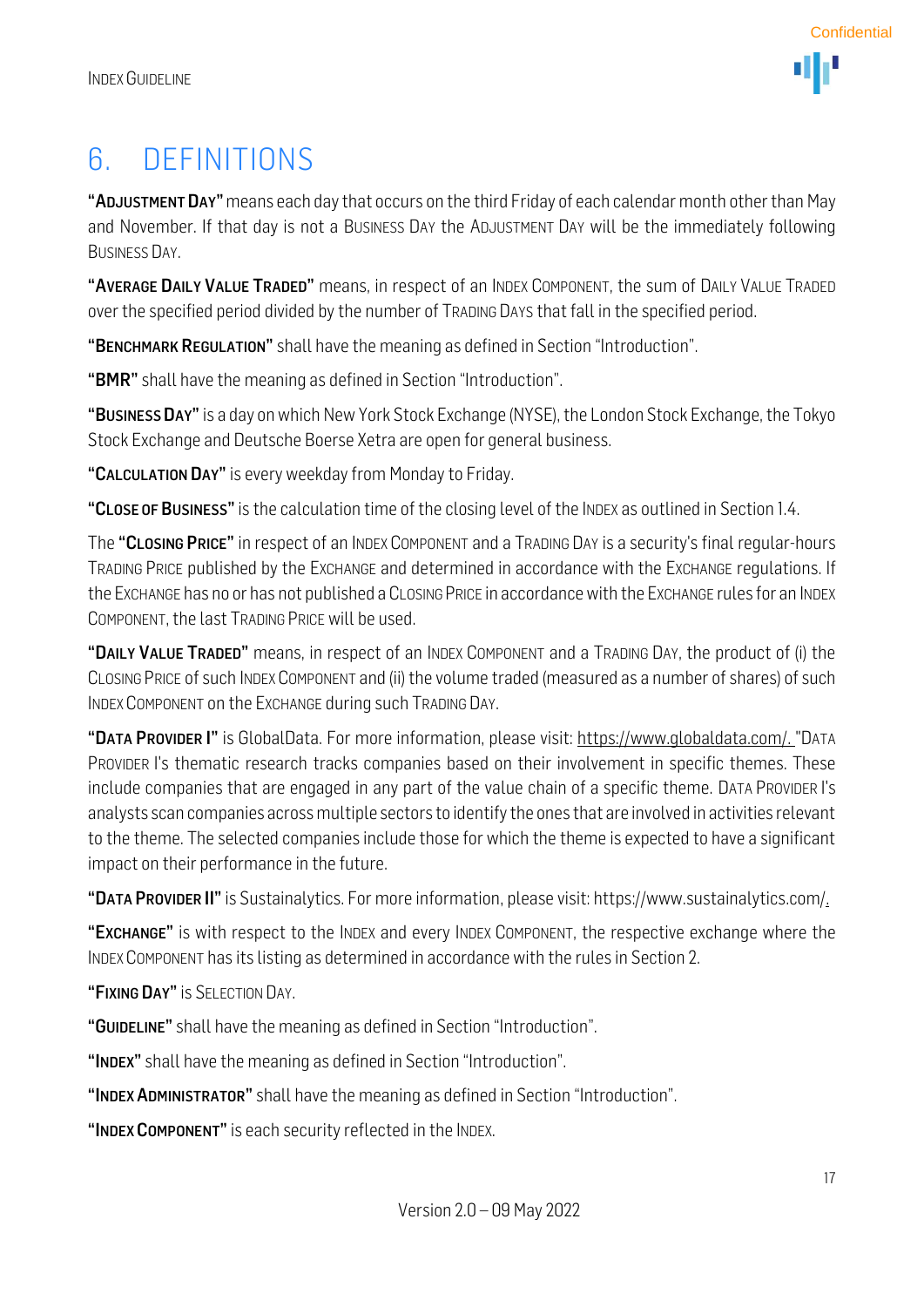# 6. DEFINITIONS

"**ADJUSTMENT DAY**" means each day that occurs on the third Friday of each calendar month other than May and November. If that day is not a BUSINESS DAY the ADJUSTMENT DAY will be the immediately following BUSINESS DAY.

"**AVERAGE DAILY VALUE TRADED**" means, in respect of an INDEX COMPONENT, the sum of DAILY VALUE TRADED over the specified period divided by the number of TRADING DAYS that fall in the specified period.

"**BENCHMARK REGULATION**" shall have the meaning as defined in Section "Introduction".

"**BMR**" shall have the meaning as defined in Section "Introduction".

"**BUSINESS DAY**" is a day on which New York Stock Exchange (NYSE), the London Stock Exchange, the Tokyo Stock Exchange and Deutsche Boerse Xetra are open for general business.

"**CALCULATION DAY**" is every weekday from Monday to Friday.

"**CLOSE OF BUSINESS**" is the calculation time of the closing level of the INDEX as outlined in Section 1.4.

The "**CLOSING PRICE**" in respect of an INDEX COMPONENT and a TRADING DAY is a security's final regular-hours TRADING PRICE published by the EXCHANGE and determined in accordance with the EXCHANGE regulations. If the EXCHANGE has no or has not published a CLOSING PRICE in accordance with the EXCHANGE rules for an INDEX COMPONENT, the last TRADING PRICE will be used.

"**DAILY VALUE TRADED**" means, in respect of an INDEX COMPONENT and a TRADING DAY, the product of (i) the CLOSING PRICE of such INDEX COMPONENT and (ii) the volume traded (measured as a number of shares) of such INDEX COMPONENT on the EXCHANGE during such TRADING DAY.

"**DATA PROVIDER I**" is GlobalData. For more information, please visit: https://www.globaldata.com/. "DATA PROVIDER I's thematic research tracks companies based on their involvement in specific themes. These include companies that are engaged in any part of the value chain of a specific theme. DATA PROVIDER I's analysts scan companies across multiple sectors to identify the ones that are involved in activities relevant to the theme. The selected companies include those for which the theme is expected to have a significant impact on their performance in the future.

"**DATA PROVIDER II**" is Sustainalytics. For more information, please visit: https://www.sustainalytics.com/.

"**EXCHANGE**" is with respect to the INDEX and every INDEX COMPONENT, the respective exchange where the INDEX COMPONENT has its listing as determined in accordance with the rules in Section 2.

"**FIXING DAY**" is SELECTION DAY.

"**GUIDELINE**" shall have the meaning as defined in Section "Introduction".

"**INDEX**" shall have the meaning as defined in Section "Introduction".

"**INDEX ADMINISTRATOR**" shall have the meaning as defined in Section "Introduction".

"**INDEX COMPONENT**" is each security reflected in the INDEX.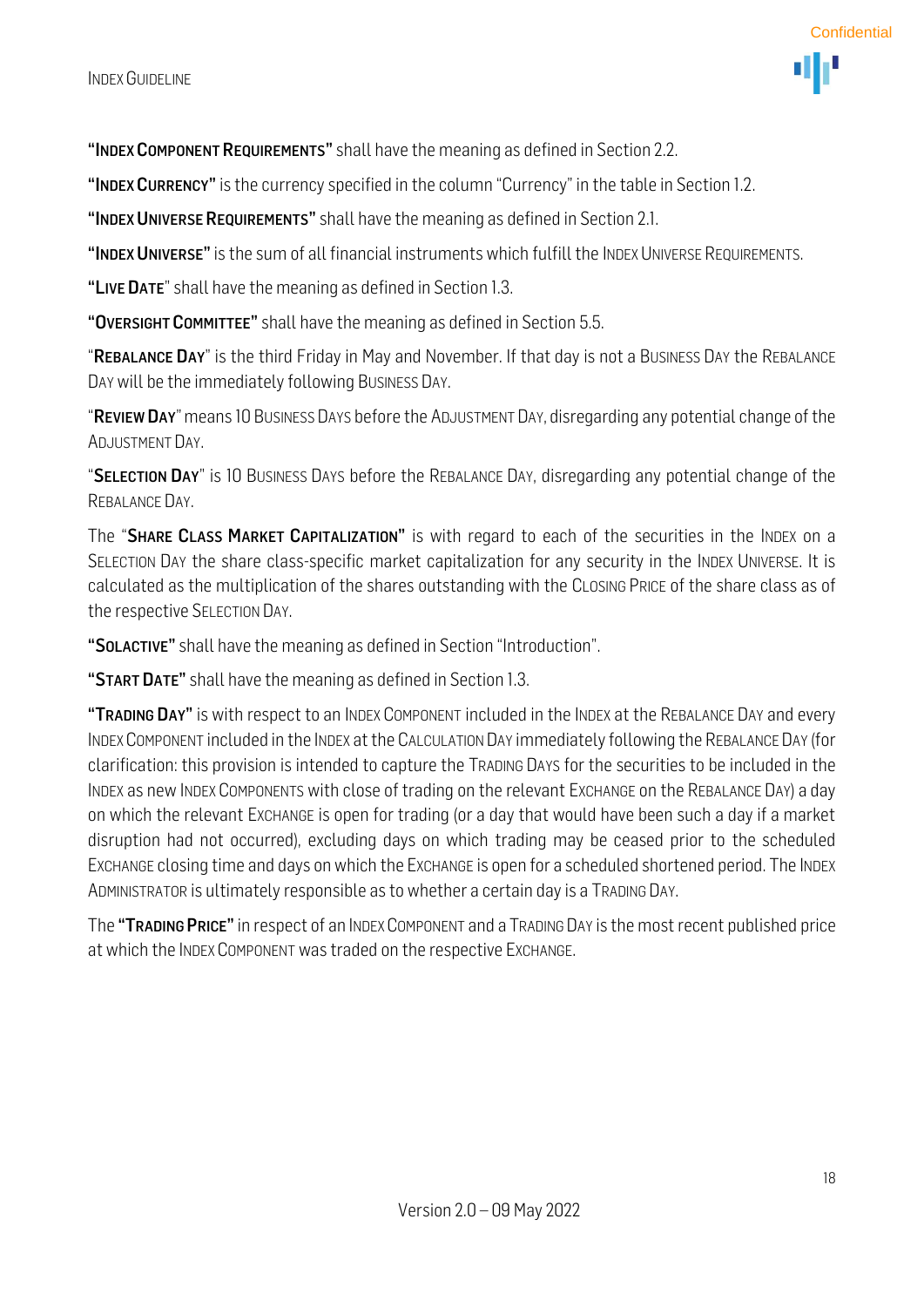**"INDEX COMPONENT REQUIREMENTS"** shall have the meaning as defined in Section 2.2.

**"INDEX CURRENCY"** is the currency specified in the column "Currency" in the table in Section 1.2.

**"INDEX UNIVERSE REQUIREMENTS"** shall have the meaning as defined in Section 2.1.

**"INDEX UNIVERSE"** is the sum of all financial instruments which fulfill the INDEX UNIVERSE REQUIREMENTS.

"**LIVE DATE**" shall have the meaning as defined in Section 1.3.

**"OVERSIGHT COMMITTEE"** shall have the meaning as defined in Section 5.5.

"**REBALANCE DAY**" is the third Friday in May and November. If that day is not a BUSINESS DAY the REBALANCE DAY will be the immediately following BUSINESS DAY.

"**REVIEW DAY**" means 10 BUSINESS DAYS before the ADJUSTMENT DAY, disregarding any potential change of the ADJUSTMENT DAY.

"**SELECTION DAY**" is 10 BUSINESS DAYS before the REBALANCE DAY, disregarding any potential change of the REBALANCE DAY.

The "**SHARE CLASS MARKET CAPITALIZATION**" is with regard to each of the securities in the INDEX on a SELECTION DAY the share class-specific market capitalization for any security in the INDEX UNIVERSE. It is calculated as the multiplication of the shares outstanding with the CLOSING PRICE of the share class as of the respective SELECTION DAY.

**"SOLACTIVE"** shall have the meaning as defined in Section "Introduction".

**"START DATE"** shall have the meaning as defined in Section 1.3.

**"TRADING DAY"** is with respect to an INDEX COMPONENT included in the INDEX at the REBALANCE DAY and every INDEX COMPONENT included in the INDEX at the CALCULATION DAY immediately following the REBALANCE DAY (for clarification: this provision is intended to capture the TRADING DAYS for the securities to be included in the INDEX as new INDEX COMPONENTS with close of trading on the relevant EXCHANGE on the REBALANCE DAY) a day on which the relevant EXCHANGE is open for trading (or a day that would have been such a day if a market disruption had not occurred), excluding days on which trading may be ceased prior to the scheduled EXCHANGE closing time and days on which the EXCHANGE is open for a scheduled shortened period. The INDEX ADMINISTRATOR is ultimately responsible as to whether a certain day is a TRADING DAY.

The **"TRADING PRICE"** in respect of an INDEX COMPONENT and a TRADING DAY is the most recent published price at which the INDEX COMPONENT was traded on the respective EXCHANGE.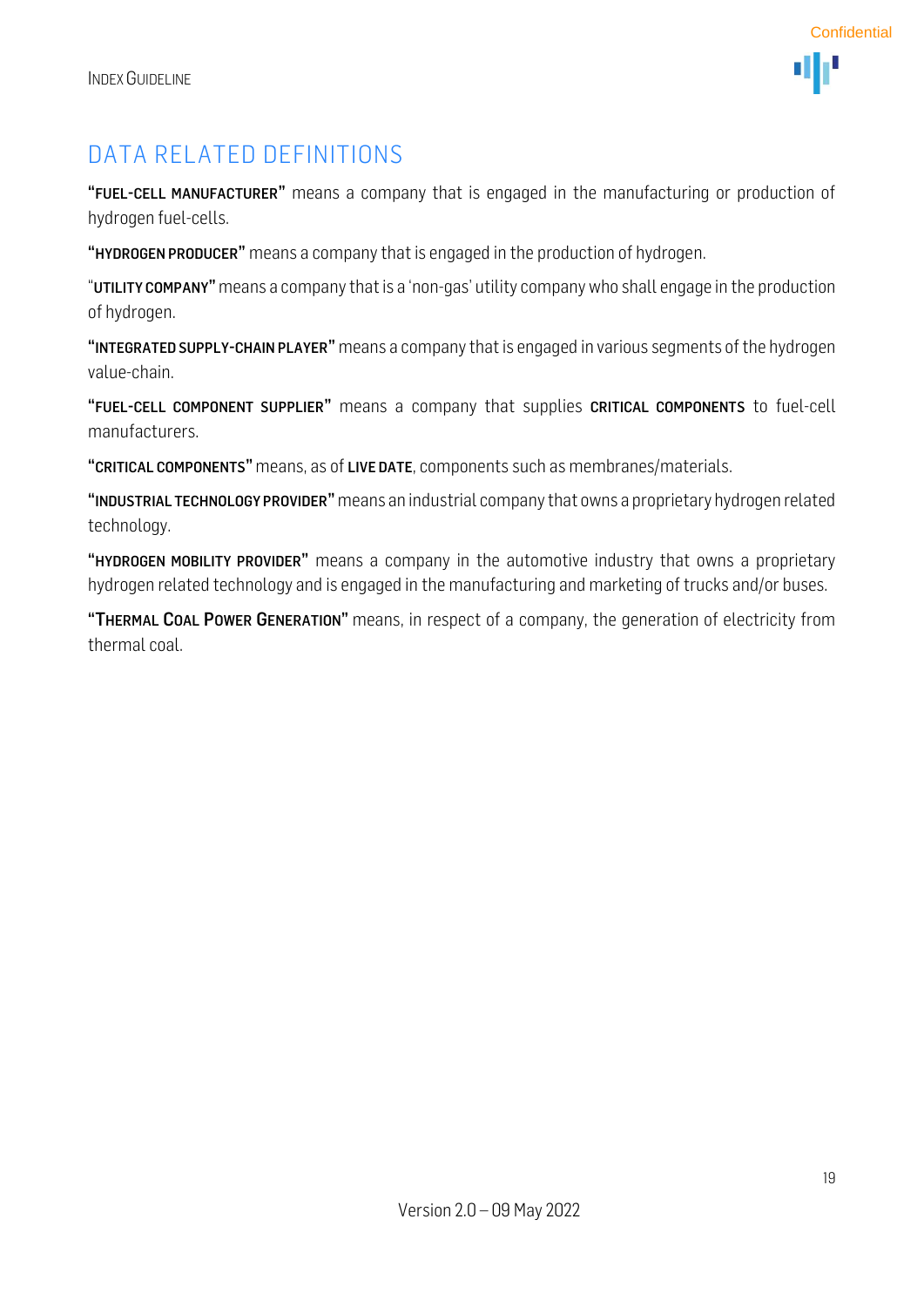## DATA RELATED DEFINITIONS

"**FUEL-CELL MANUFACTURER**" means a company that is engaged in the manufacturing or production of hydrogen fuel-cells.

"**HYDROGEN PRODUCER**" means a company that is engaged in the production of hydrogen.

"**UTILITY COMPANY**" means a company that is a 'non-gas' utility company who shall engage in the production of hydrogen.

"**INTEGRATED SUPPLY-CHAIN PLAYER**" means a company that is engaged in various segments of the hydrogen value-chain.

"**FUEL-CELL COMPONENT SUPPLIER**" means a company that supplies **CRITICAL COMPONENTS** to fuel-cell manufacturers.

"**CRITICAL COMPONENTS**" means, as of **LIVE DATE**, components such as membranes/materials.

"**INDUSTRIAL TECHNOLOGY PROVIDER**" means an industrial company that owns a proprietary hydrogen related technology.

"**HYDROGEN MOBILITY PROVIDER**" means a company in the automotive industry that owns a proprietary hydrogen related technology and is engaged in the manufacturing and marketing of trucks and/or buses.

"**THERMAL COAL POWER GENERATION**" means, in respect of a company, the generation of electricity from thermal coal.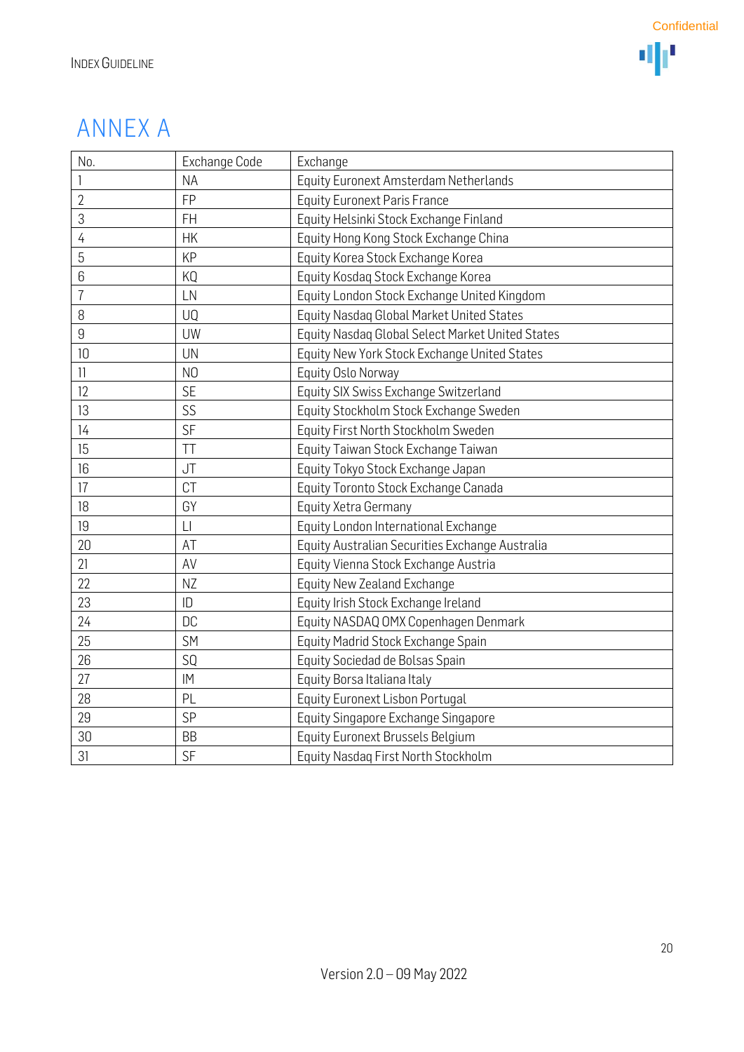# ANNEX A

| No. | Exchange Code | Exchange |
|---|---|---|
| 1 | NA | Equity Euronext Amsterdam Netherlands |
| 2 | FP | Equity Euronext Paris France |
| 3 | FH | Equity Helsinki Stock Exchange Finland |
| 4 | HK | Equity Hong Kong Stock Exchange China |
| 5 | KP | Equity Korea Stock Exchange Korea |
| 6 | KQ | Equity Kosdaq Stock Exchange Korea |
| 7 | LN | Equity London Stock Exchange United Kingdom |
| 8 | UQ | Equity Nasdaq Global Market United States |
| 9 | UW | Equity Nasdaq Global Select Market United States |
| 10 | UN | Equity New York Stock Exchange United States |
| 11 | NO | Equity Oslo Norway |
| 12 | SE | Equity SIX Swiss Exchange Switzerland |
| 13 | SS | Equity Stockholm Stock Exchange Sweden |
| 14 | SF | Equity First North Stockholm Sweden |
| 15 | TT | Equity Taiwan Stock Exchange Taiwan |
| 16 | JT | Equity Tokyo Stock Exchange Japan |
| 17 | CT | Equity Toronto Stock Exchange Canada |
| 18 | GY | Equity Xetra Germany |
| 19 | LI | Equity London International Exchange |
| 20 | AT | Equity Australian Securities Exchange Australia |
| 21 | AV | Equity Vienna Stock Exchange Austria |
| 22 | NZ | Equity New Zealand Exchange |
| 23 | ID | Equity Irish Stock Exchange Ireland |
| 24 | DC | Equity NASDAQ OMX Copenhagen Denmark |
| 25 | SM | Equity Madrid Stock Exchange Spain |
| 26 | SQ | Equity Sociedad de Bolsas Spain |
| 27 | IM | Equity Borsa Italiana Italy |
| 28 | PL | Equity Euronext Lisbon Portugal |
| 29 | SP | Equity Singapore Exchange Singapore |
| 30 | BB | Equity Euronext Brussels Belgium |
| 31 | SF | Equity Nasdaq First North Stockholm |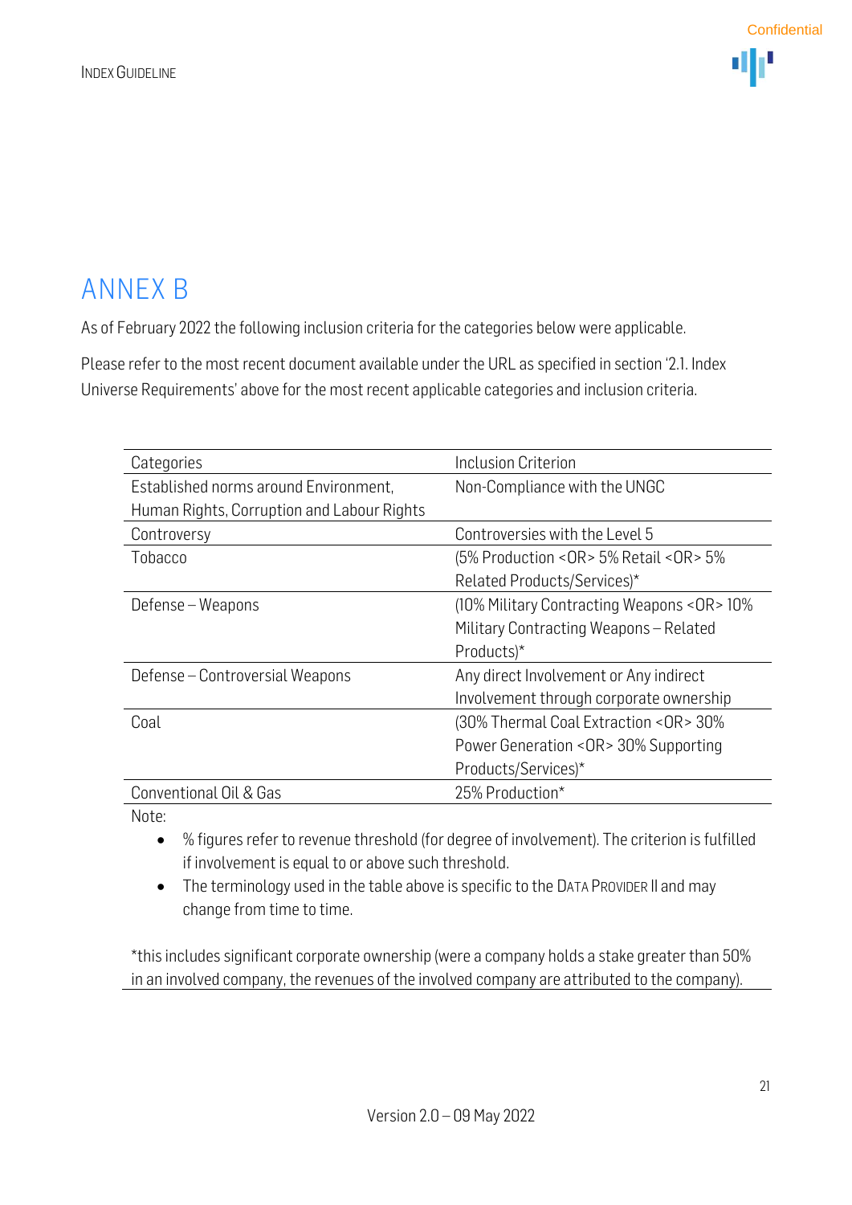# ANNEX B

As of February 2022 the following inclusion criteria for the categories below were applicable.

Please refer to the most recent document available under the URL as specified in section '2.1. Index Universe Requirements' above for the most recent applicable categories and inclusion criteria.

| Categories | Inclusion Criterion |
|---|---|
| Established norms around Environment, Human Rights, Corruption and Labour Rights | Non-Compliance with the UNGC |
| Controversy | Controversies with the Level 5 |
| Tobacco | (5% Production <OR> 5% Retail <OR> 5% Related Products/Services)* |
| Defense – Weapons | (10% Military Contracting Weapons <OR> 10% Military Contracting Weapons – Related Products)* |
| Defense – Controversial Weapons | Any direct Involvement or Any indirect Involvement through corporate ownership |
| Coal | (30% Thermal Coal Extraction <OR> 30% Power Generation <OR> 30% Supporting Products/Services)* |
| Conventional Oil & Gas | 25% Production* |

Note:

- % figures refer to revenue threshold (for degree of involvement). The criterion is fulfilled if involvement is equal to or above such threshold.
- The terminology used in the table above is specific to the DATA PROVIDER II and may change from time to time.

*this includes significant corporate ownership (were a company holds a stake greater than 50% in an involved company, the revenues of the involved company are attributed to the company).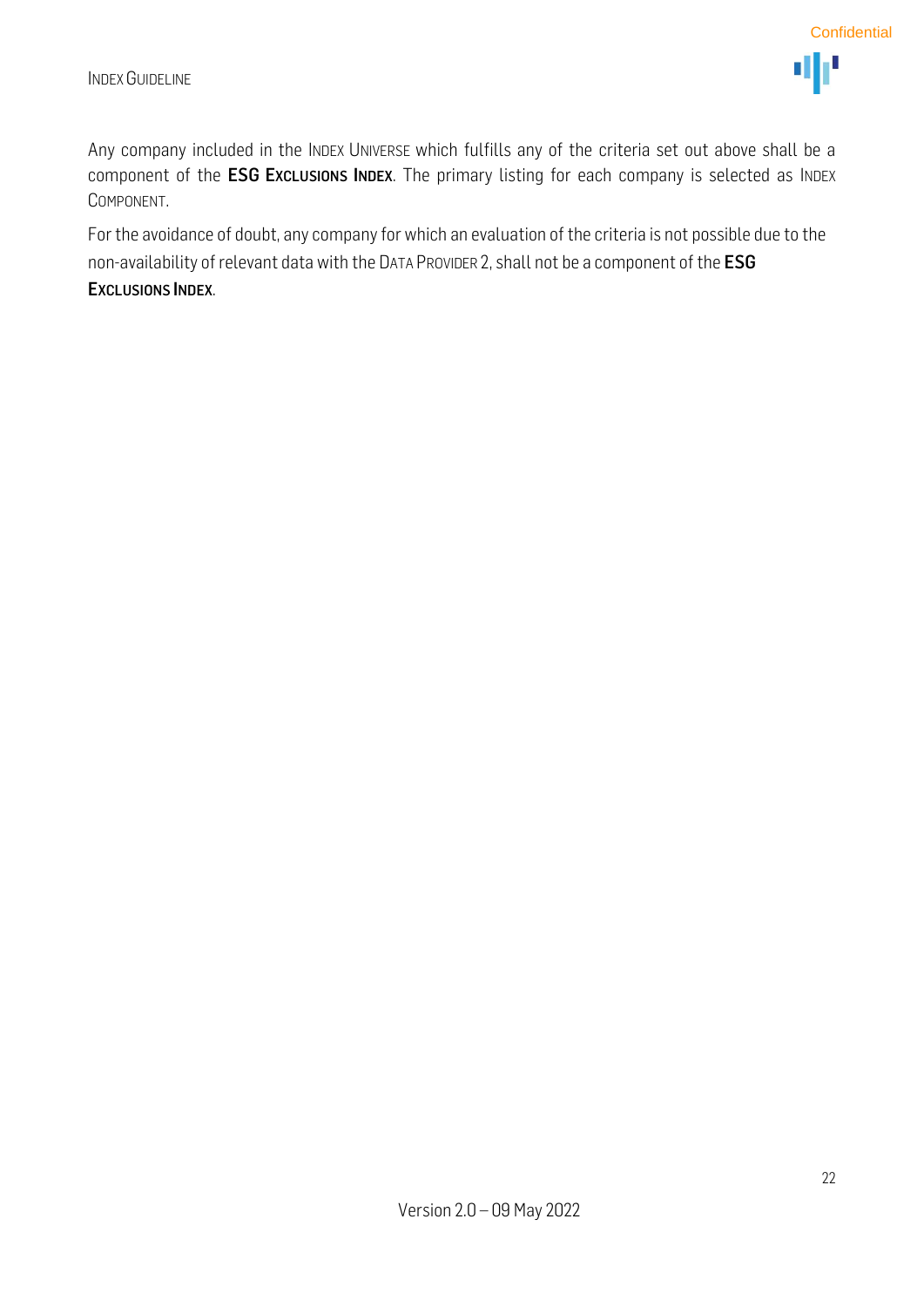Any company included in the INDEX UNIVERSE which fulfills any of the criteria set out above shall be a component of the **ESG EXCLUSIONS INDEX**. The primary listing for each company is selected as INDEX COMPONENT.

For the avoidance of doubt, any company for which an evaluation of the criteria is not possible due to the non-availability of relevant data with the DATA PROVIDER 2, shall not be a component of the **ESG EXCLUSIONS INDEX**.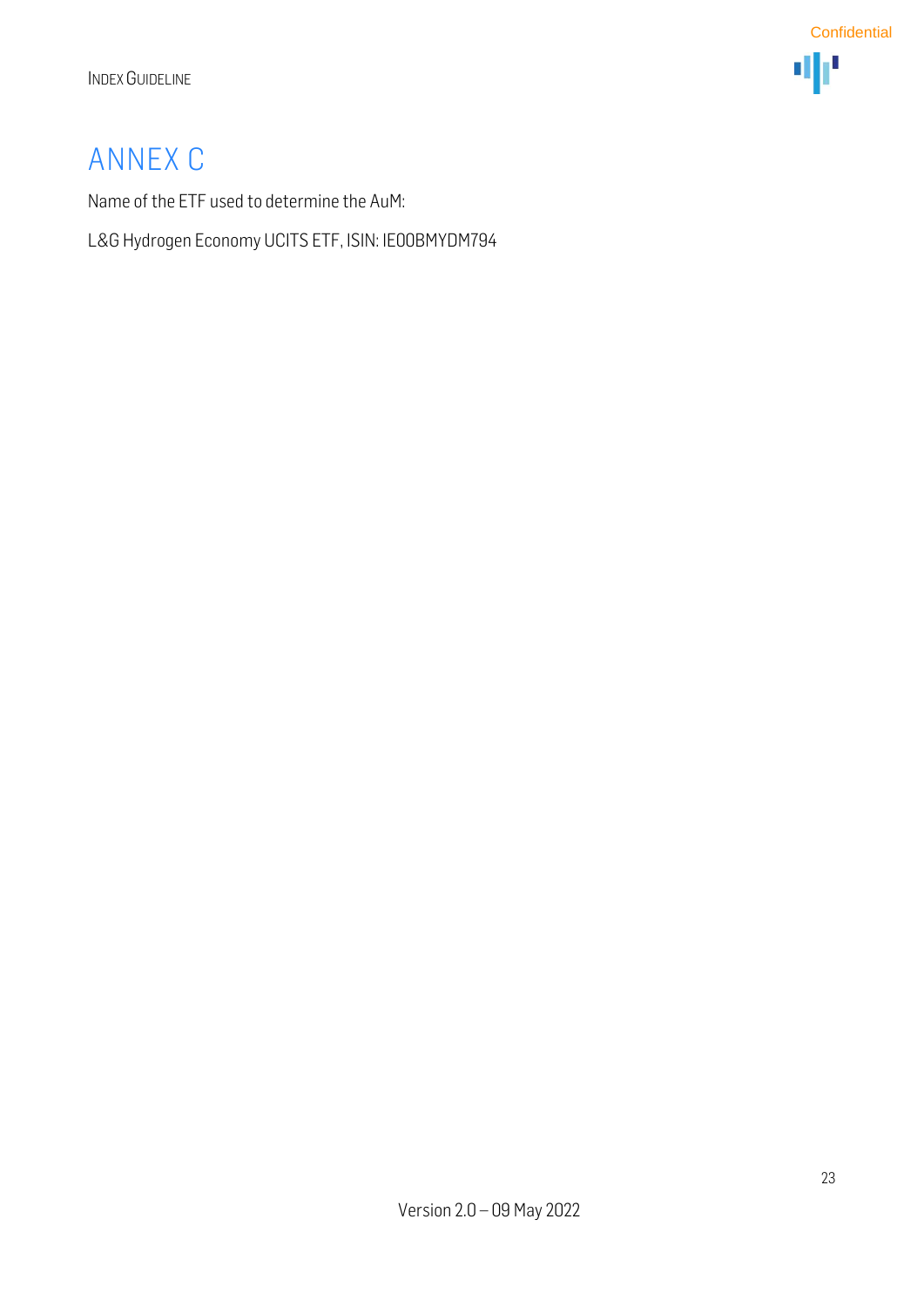# ANNEX C

Name of the ETF used to determine the AuM:

L&G Hydrogen Economy UCITS ETF, ISIN: IE00BMYDM794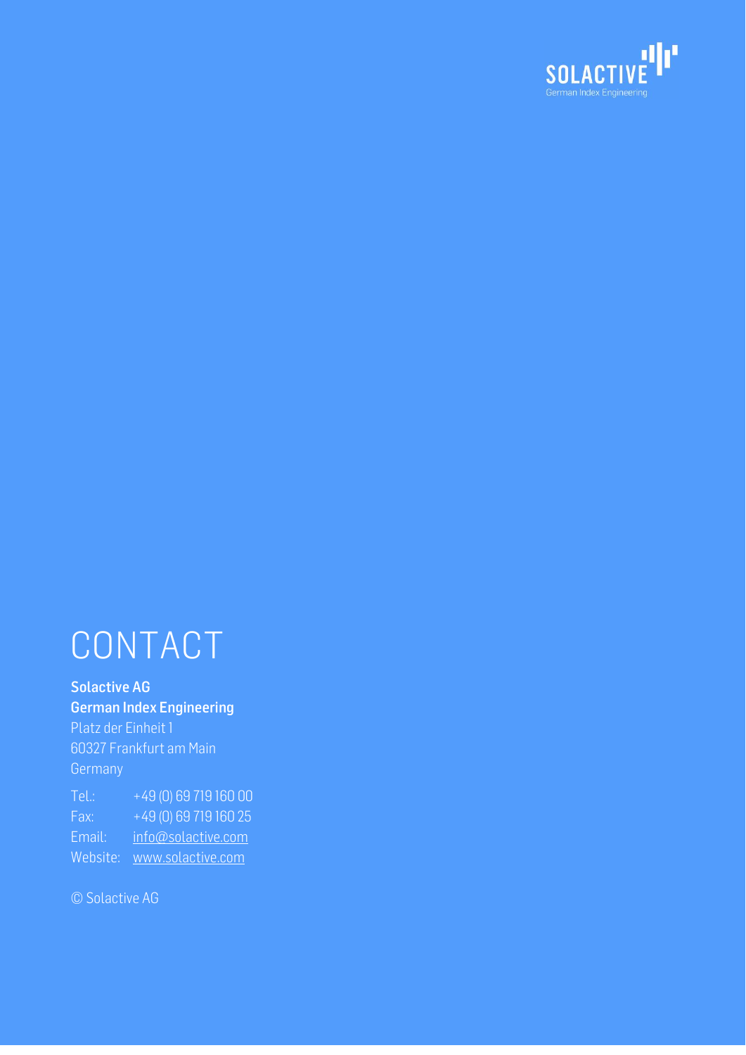# CONTACT

**Solactive AG**
**German Index Engineering**
Platz der Einheit 1
60327 Frankfurt am Main
Germany

Tel.: +49 (0) 69 719 160 00
Fax: +49 (0) 69 719 160 25
Email: info@solactive.com
Website: www.solactive.com

© Solactive AG